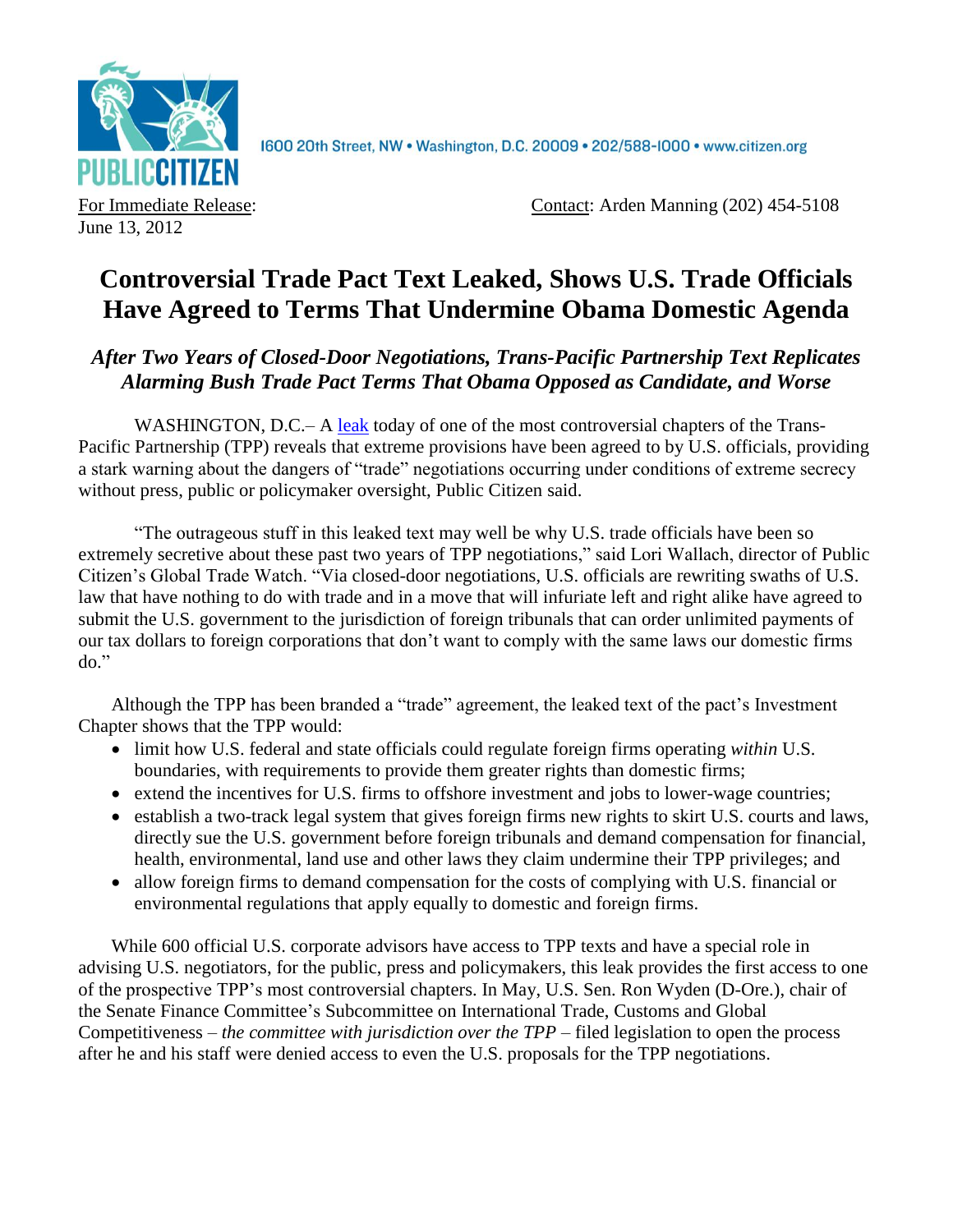PUBLIC CITIZEN

1600 20th Street, NW • Washington, D.C. 20009 • 202/588-1000 • www.citizen.org

For Immediate Release:
June 13, 2012

Contact: Arden Manning (202) 454-5108

# Controversial Trade Pact Text Leaked, Shows U.S. Trade Officials Have Agreed to Terms That Undermine Obama Domestic Agenda

## *After Two Years of Closed-Door Negotiations, Trans-Pacific Partnership Text Replicates Alarming Bush Trade Pact Terms That Obama Opposed as Candidate, and Worse*

WASHINGTON, D.C.– A leak today of one of the most controversial chapters of the Trans-Pacific Partnership (TPP) reveals that extreme provisions have been agreed to by U.S. officials, providing a stark warning about the dangers of "trade" negotiations occurring under conditions of extreme secrecy without press, public or policymaker oversight, Public Citizen said.

"The outrageous stuff in this leaked text may well be why U.S. trade officials have been so extremely secretive about these past two years of TPP negotiations," said Lori Wallach, director of Public Citizen's Global Trade Watch. "Via closed-door negotiations, U.S. officials are rewriting swaths of U.S. law that have nothing to do with trade and in a move that will infuriate left and right alike have agreed to submit the U.S. government to the jurisdiction of foreign tribunals that can order unlimited payments of our tax dollars to foreign corporations that don't want to comply with the same laws our domestic firms do."

Although the TPP has been branded a "trade" agreement, the leaked text of the pact's Investment Chapter shows that the TPP would:

- limit how U.S. federal and state officials could regulate foreign firms operating *within* U.S. boundaries, with requirements to provide them greater rights than domestic firms;
- extend the incentives for U.S. firms to offshore investment and jobs to lower-wage countries;
- establish a two-track legal system that gives foreign firms new rights to skirt U.S. courts and laws, directly sue the U.S. government before foreign tribunals and demand compensation for financial, health, environmental, land use and other laws they claim undermine their TPP privileges; and
- allow foreign firms to demand compensation for the costs of complying with U.S. financial or environmental regulations that apply equally to domestic and foreign firms.

While 600 official U.S. corporate advisors have access to TPP texts and have a special role in advising U.S. negotiators, for the public, press and policymakers, this leak provides the first access to one of the prospective TPP's most controversial chapters. In May, U.S. Sen. Ron Wyden (D-Ore.), chair of the Senate Finance Committee's Subcommittee on International Trade, Customs and Global Competitiveness – *the committee with jurisdiction over the TPP* – filed legislation to open the process after he and his staff were denied access to even the U.S. proposals for the TPP negotiations.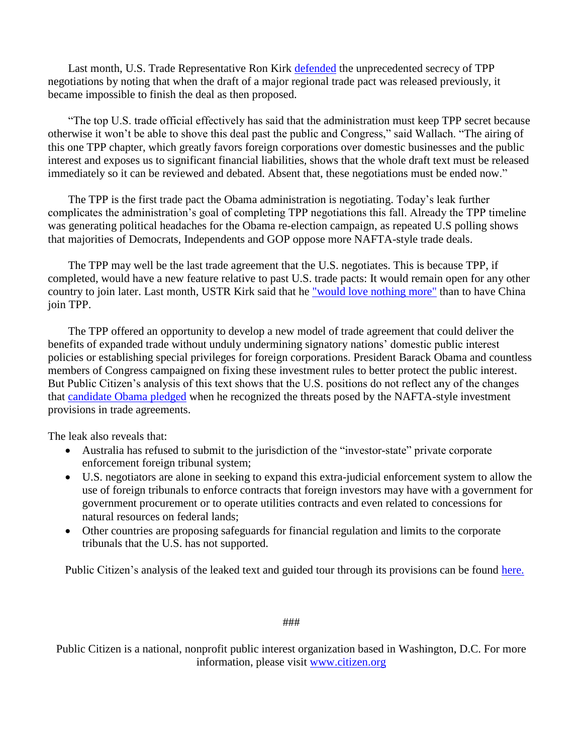Last month, U.S. Trade Representative Ron Kirk defended the unprecedented secrecy of TPP negotiations by noting that when the draft of a major regional trade pact was released previously, it became impossible to finish the deal as then proposed.

"The top U.S. trade official effectively has said that the administration must keep TPP secret because otherwise it won't be able to shove this deal past the public and Congress," said Wallach. "The airing of this one TPP chapter, which greatly favors foreign corporations over domestic businesses and the public interest and exposes us to significant financial liabilities, shows that the whole draft text must be released immediately so it can be reviewed and debated. Absent that, these negotiations must be ended now."

The TPP is the first trade pact the Obama administration is negotiating. Today's leak further complicates the administration's goal of completing TPP negotiations this fall. Already the TPP timeline was generating political headaches for the Obama re-election campaign, as repeated U.S polling shows that majorities of Democrats, Independents and GOP oppose more NAFTA-style trade deals.

The TPP may well be the last trade agreement that the U.S. negotiates. This is because TPP, if completed, would have a new feature relative to past U.S. trade pacts: It would remain open for any other country to join later. Last month, USTR Kirk said that he "would love nothing more" than to have China join TPP.

The TPP offered an opportunity to develop a new model of trade agreement that could deliver the benefits of expanded trade without unduly undermining signatory nations' domestic public interest policies or establishing special privileges for foreign corporations. President Barack Obama and countless members of Congress campaigned on fixing these investment rules to better protect the public interest. But Public Citizen's analysis of this text shows that the U.S. positions do not reflect any of the changes that candidate Obama pledged when he recognized the threats posed by the NAFTA-style investment provisions in trade agreements.

The leak also reveals that:

- Australia has refused to submit to the jurisdiction of the "investor-state" private corporate enforcement foreign tribunal system;
- U.S. negotiators are alone in seeking to expand this extra-judicial enforcement system to allow the use of foreign tribunals to enforce contracts that foreign investors may have with a government for government procurement or to operate utilities contracts and even related to concessions for natural resources on federal lands;
- Other countries are proposing safeguards for financial regulation and limits to the corporate tribunals that the U.S. has not supported.

Public Citizen's analysis of the leaked text and guided tour through its provisions can be found here.

###

Public Citizen is a national, nonprofit public interest organization based in Washington, D.C. For more information, please visit www.citizen.org